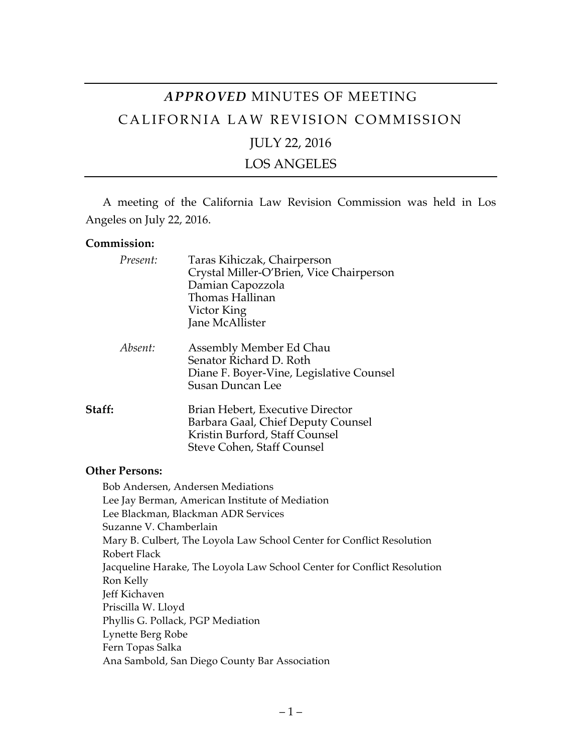# *APPROVED* MINUTES OF MEETING

# CALIFORNIA LAW REVISION COMMISSION

## JULY 22, 2016

## LOS ANGELES

A meeting of the California Law Revision Commission was held in Los Angeles on July 22, 2016.

**Commission:**

*Present:*
Taras Kihiczak, Chairperson
Crystal Miller-O'Brien, Vice Chairperson
Damian Capozzola
Thomas Hallinan
Victor King
Jane McAllister

*Absent:*
Assembly Member Ed Chau
Senator Richard D. Roth
Diane F. Boyer-Vine, Legislative Counsel
Susan Duncan Lee

**Staff:**
Brian Hebert, Executive Director
Barbara Gaal, Chief Deputy Counsel
Kristin Burford, Staff Counsel
Steve Cohen, Staff Counsel

**Other Persons:**

Bob Andersen, Andersen Mediations
Lee Jay Berman, American Institute of Mediation
Lee Blackman, Blackman ADR Services
Suzanne V. Chamberlain
Mary B. Culbert, The Loyola Law School Center for Conflict Resolution
Robert Flack
Jacqueline Harake, The Loyola Law School Center for Conflict Resolution
Ron Kelly
Jeff Kichaven
Priscilla W. Lloyd
Phyllis G. Pollack, PGP Mediation
Lynette Berg Robe
Fern Topas Salka
Ana Sambold, San Diego County Bar Association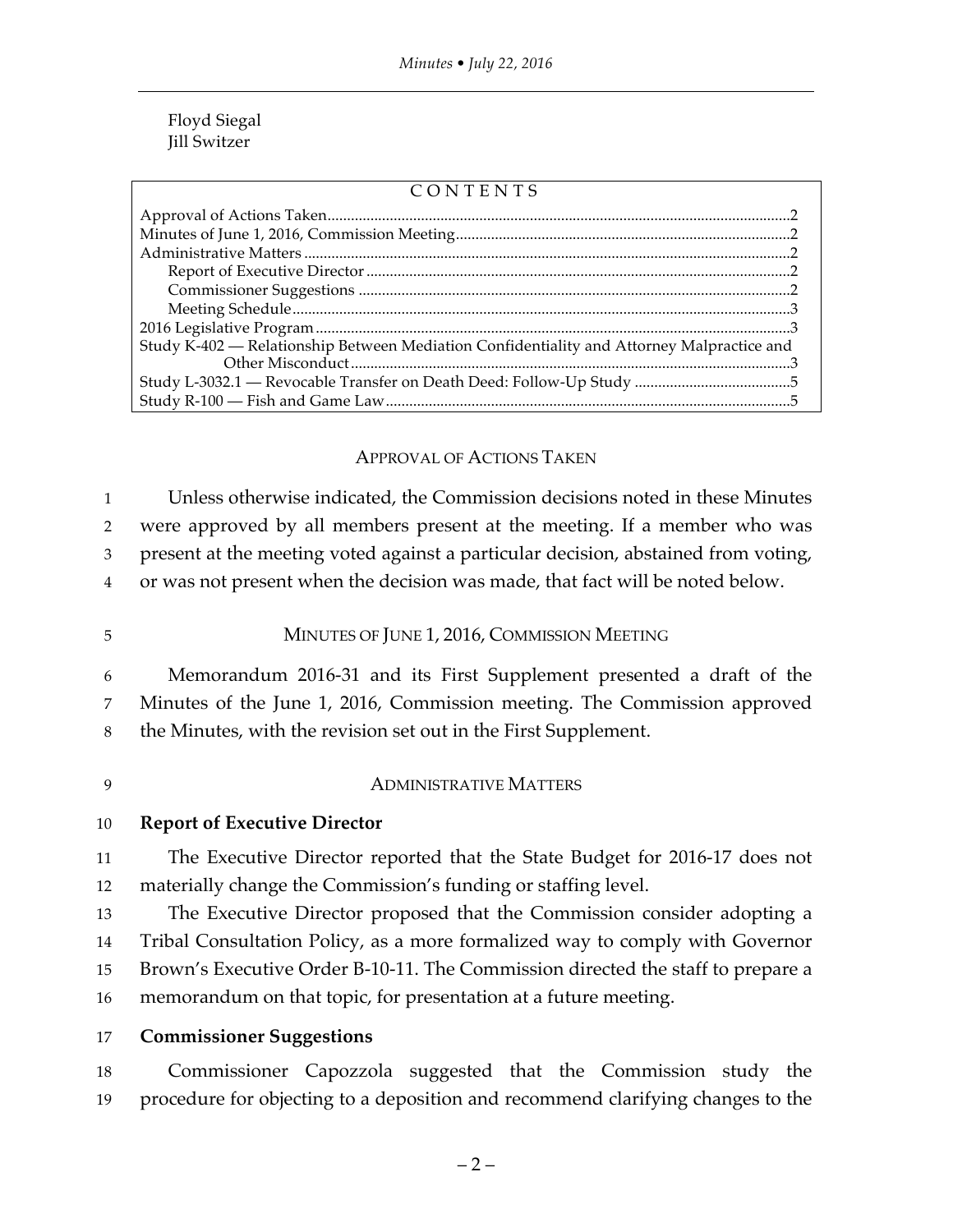Floyd Siegal
Jill Switzer

| CONTENTS | |
|---|---|
| Approval of Actions Taken | 2 |
| Minutes of June 1, 2016, Commission Meeting | 2 |
| Administrative Matters | 2 |
| Report of Executive Director | 2 |
| Commissioner Suggestions | 2 |
| Meeting Schedule | 3 |
| 2016 Legislative Program | 3 |
| Study K-402 — Relationship Between Mediation Confidentiality and Attorney Malpractice and Other Misconduct | 3 |
| Study L-3032.1 — Revocable Transfer on Death Deed: Follow-Up Study | 5 |
| Study R-100 — Fish and Game Law | 5 |

## APPROVAL OF ACTIONS TAKEN

Unless otherwise indicated, the Commission decisions noted in these Minutes were approved by all members present at the meeting. If a member who was present at the meeting voted against a particular decision, abstained from voting, or was not present when the decision was made, that fact will be noted below.

## MINUTES OF JUNE 1, 2016, COMMISSION MEETING

Memorandum 2016-31 and its First Supplement presented a draft of the Minutes of the June 1, 2016, Commission meeting. The Commission approved the Minutes, with the revision set out in the First Supplement.

## ADMINISTRATIVE MATTERS

### Report of Executive Director

The Executive Director reported that the State Budget for 2016-17 does not materially change the Commission's funding or staffing level.

The Executive Director proposed that the Commission consider adopting a Tribal Consultation Policy, as a more formalized way to comply with Governor Brown's Executive Order B-10-11. The Commission directed the staff to prepare a memorandum on that topic, for presentation at a future meeting.

### Commissioner Suggestions

Commissioner Capozzola suggested that the Commission study the procedure for objecting to a deposition and recommend clarifying changes to the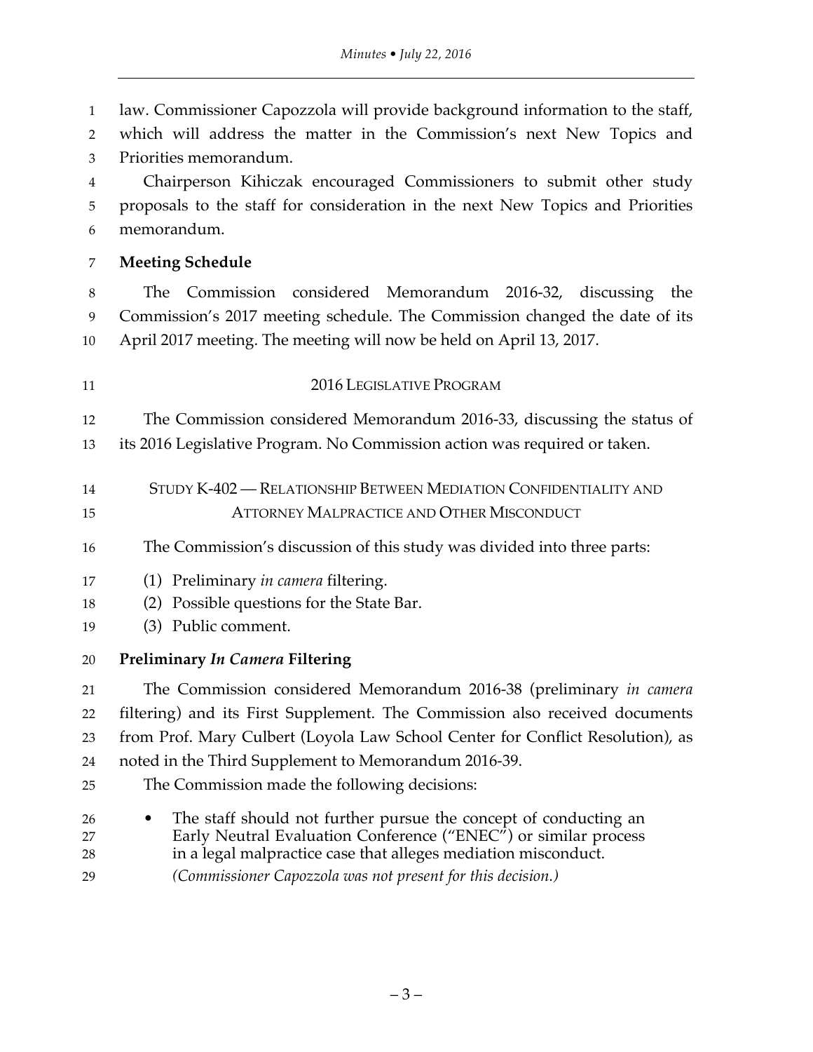law. Commissioner Capozzola will provide background information to the staff, which will address the matter in the Commission's next New Topics and Priorities memorandum.

Chairperson Kihiczak encouraged Commissioners to submit other study proposals to the staff for consideration in the next New Topics and Priorities memorandum.

### Meeting Schedule

The Commission considered Memorandum 2016-32, discussing the Commission's 2017 meeting schedule. The Commission changed the date of its April 2017 meeting. The meeting will now be held on April 13, 2017.

## 2016 LEGISLATIVE PROGRAM

The Commission considered Memorandum 2016-33, discussing the status of its 2016 Legislative Program. No Commission action was required or taken.

## STUDY K-402 — RELATIONSHIP BETWEEN MEDIATION CONFIDENTIALITY AND ATTORNEY MALPRACTICE AND OTHER MISCONDUCT

The Commission's discussion of this study was divided into three parts:

(1) Preliminary *in camera* filtering.
(2) Possible questions for the State Bar.
(3) Public comment.

### Preliminary *In Camera* Filtering

The Commission considered Memorandum 2016-38 (preliminary *in camera* filtering) and its First Supplement. The Commission also received documents from Prof. Mary Culbert (Loyola Law School Center for Conflict Resolution), as noted in the Third Supplement to Memorandum 2016-39.

The Commission made the following decisions:

- The staff should not further pursue the concept of conducting an Early Neutral Evaluation Conference ("ENEC") or similar process in a legal malpractice case that alleges mediation misconduct.

*(Commissioner Capozzola was not present for this decision.)*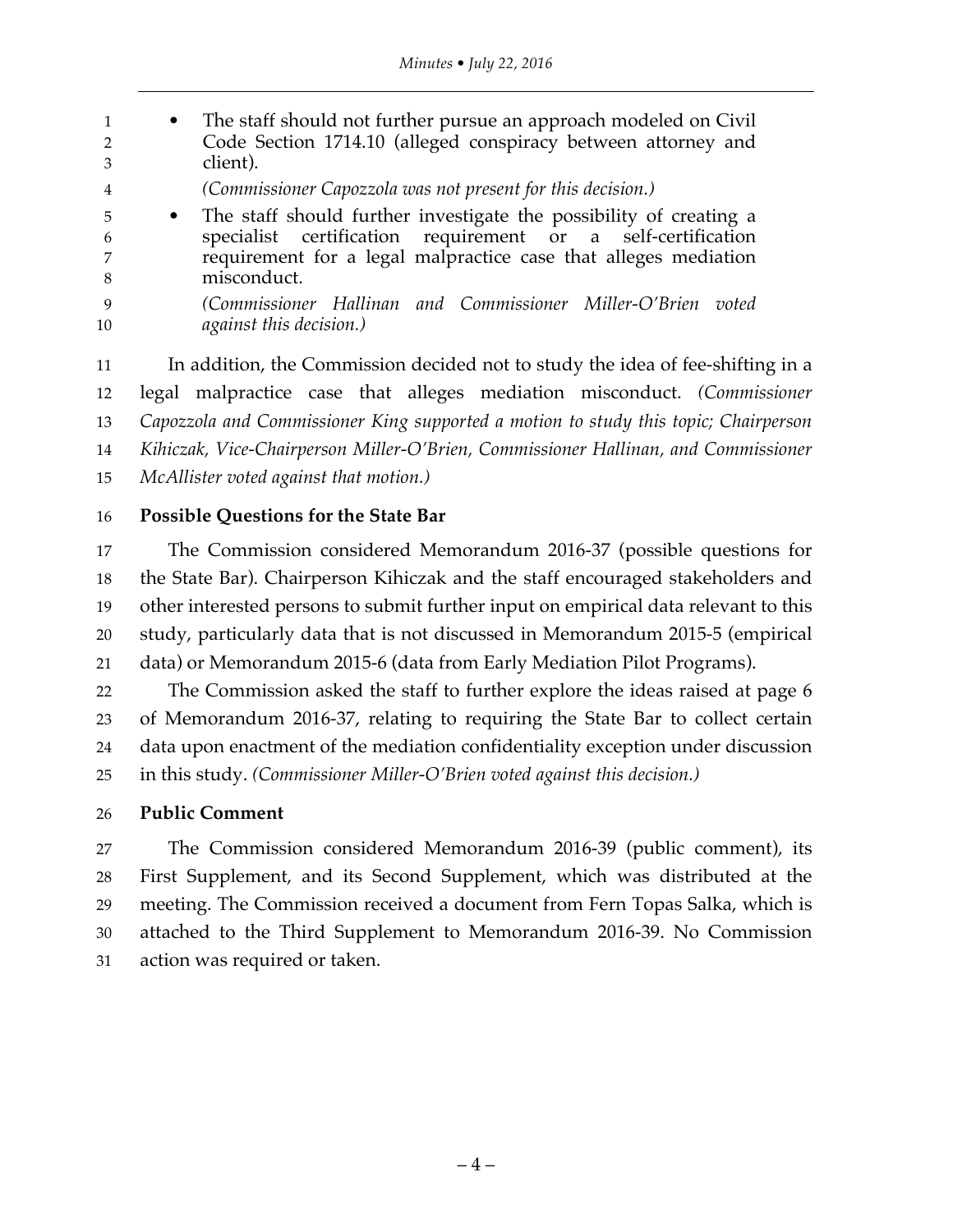- The staff should not further pursue an approach modeled on Civil Code Section 1714.10 (alleged conspiracy between attorney and client).

  *(Commissioner Capozzola was not present for this decision.)*

- The staff should further investigate the possibility of creating a specialist certification requirement or a self-certification requirement for a legal malpractice case that alleges mediation misconduct.

  *(Commissioner Hallinan and Commissioner Miller-O'Brien voted against this decision.)*

In addition, the Commission decided not to study the idea of fee-shifting in a legal malpractice case that alleges mediation misconduct. *(Commissioner Capozzola and Commissioner King supported a motion to study this topic; Chairperson Kihiczak, Vice-Chairperson Miller-O'Brien, Commissioner Hallinan, and Commissioner McAllister voted against that motion.)*

**Possible Questions for the State Bar**

The Commission considered Memorandum 2016-37 (possible questions for the State Bar). Chairperson Kihiczak and the staff encouraged stakeholders and other interested persons to submit further input on empirical data relevant to this study, particularly data that is not discussed in Memorandum 2015-5 (empirical data) or Memorandum 2015-6 (data from Early Mediation Pilot Programs).

The Commission asked the staff to further explore the ideas raised at page 6 of Memorandum 2016-37, relating to requiring the State Bar to collect certain data upon enactment of the mediation confidentiality exception under discussion in this study. *(Commissioner Miller-O'Brien voted against this decision.)*

**Public Comment**

The Commission considered Memorandum 2016-39 (public comment), its First Supplement, and its Second Supplement, which was distributed at the meeting. The Commission received a document from Fern Topas Salka, which is attached to the Third Supplement to Memorandum 2016-39. No Commission action was required or taken.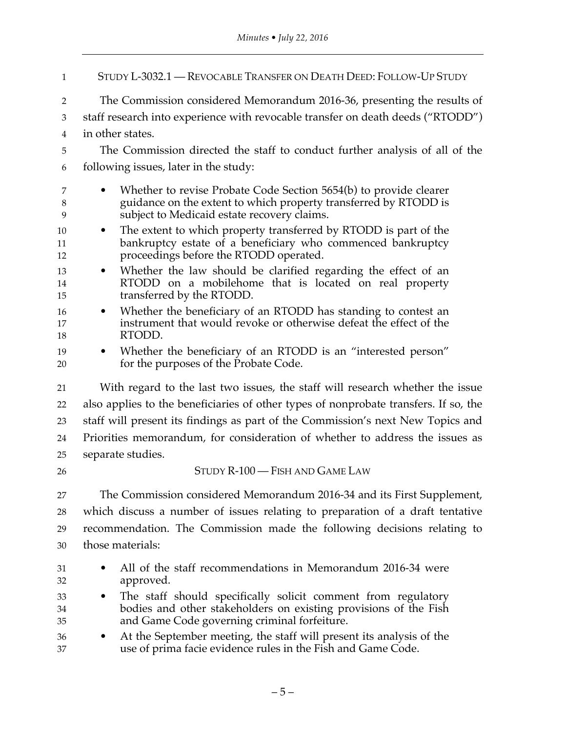## STUDY L-3032.1 — REVOCABLE TRANSFER ON DEATH DEED: FOLLOW-UP STUDY

The Commission considered Memorandum 2016-36, presenting the results of staff research into experience with revocable transfer on death deeds ("RTODD") in other states.

The Commission directed the staff to conduct further analysis of all of the following issues, later in the study:

- Whether to revise Probate Code Section 5654(b) to provide clearer guidance on the extent to which property transferred by RTODD is subject to Medicaid estate recovery claims.
- The extent to which property transferred by RTODD is part of the bankruptcy estate of a beneficiary who commenced bankruptcy proceedings before the RTODD operated.
- Whether the law should be clarified regarding the effect of an RTODD on a mobilehome that is located on real property transferred by the RTODD.
- Whether the beneficiary of an RTODD has standing to contest an instrument that would revoke or otherwise defeat the effect of the RTODD.
- Whether the beneficiary of an RTODD is an "interested person" for the purposes of the Probate Code.

With regard to the last two issues, the staff will research whether the issue also applies to the beneficiaries of other types of nonprobate transfers. If so, the staff will present its findings as part of the Commission's next New Topics and Priorities memorandum, for consideration of whether to address the issues as separate studies.

## STUDY R-100 — FISH AND GAME LAW

The Commission considered Memorandum 2016-34 and its First Supplement, which discuss a number of issues relating to preparation of a draft tentative recommendation. The Commission made the following decisions relating to those materials:

- All of the staff recommendations in Memorandum 2016-34 were approved.
- The staff should specifically solicit comment from regulatory bodies and other stakeholders on existing provisions of the Fish and Game Code governing criminal forfeiture.
- At the September meeting, the staff will present its analysis of the use of prima facie evidence rules in the Fish and Game Code.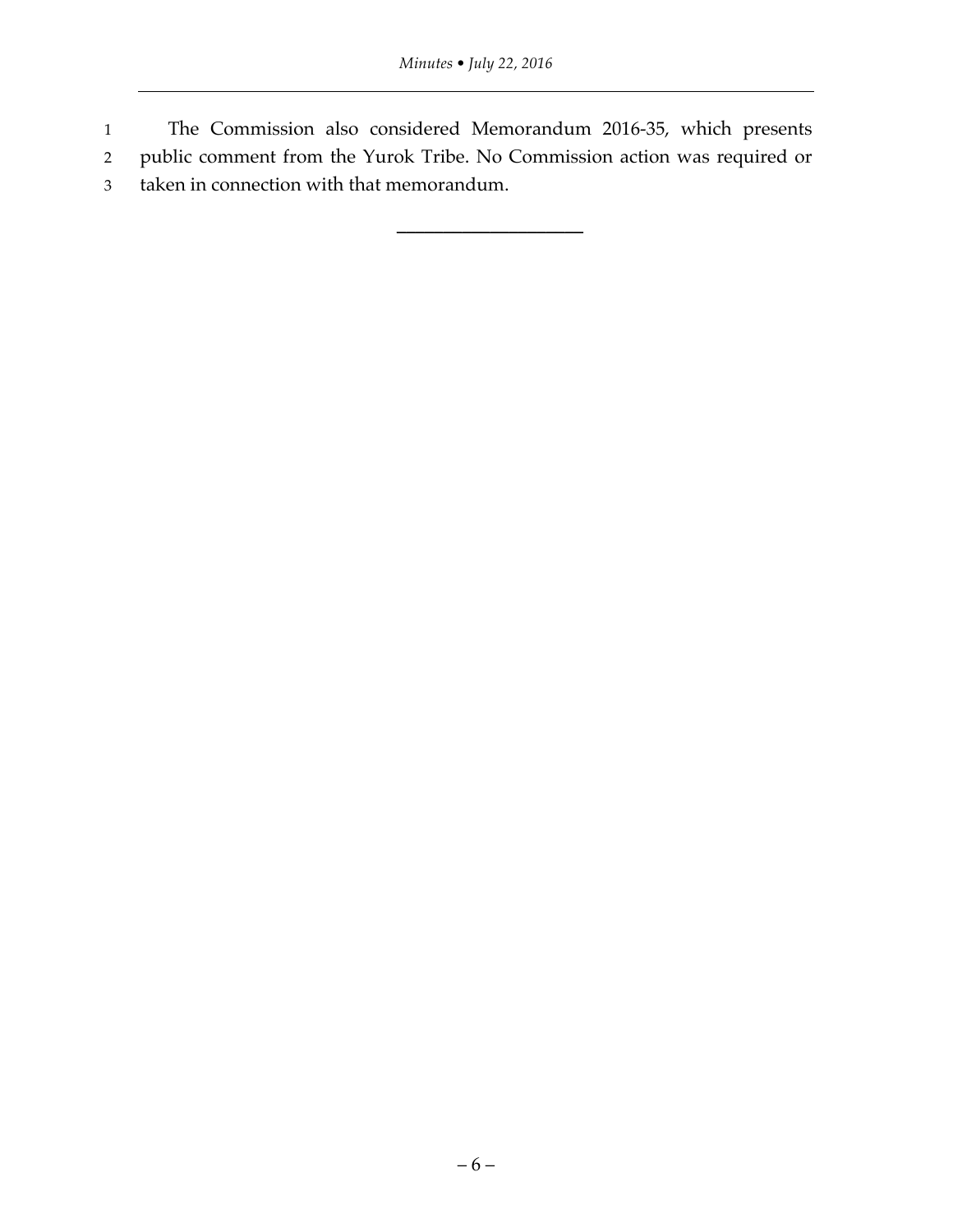The Commission also considered Memorandum 2016-35, which presents public comment from the Yurok Tribe. No Commission action was required or taken in connection with that memorandum.

---